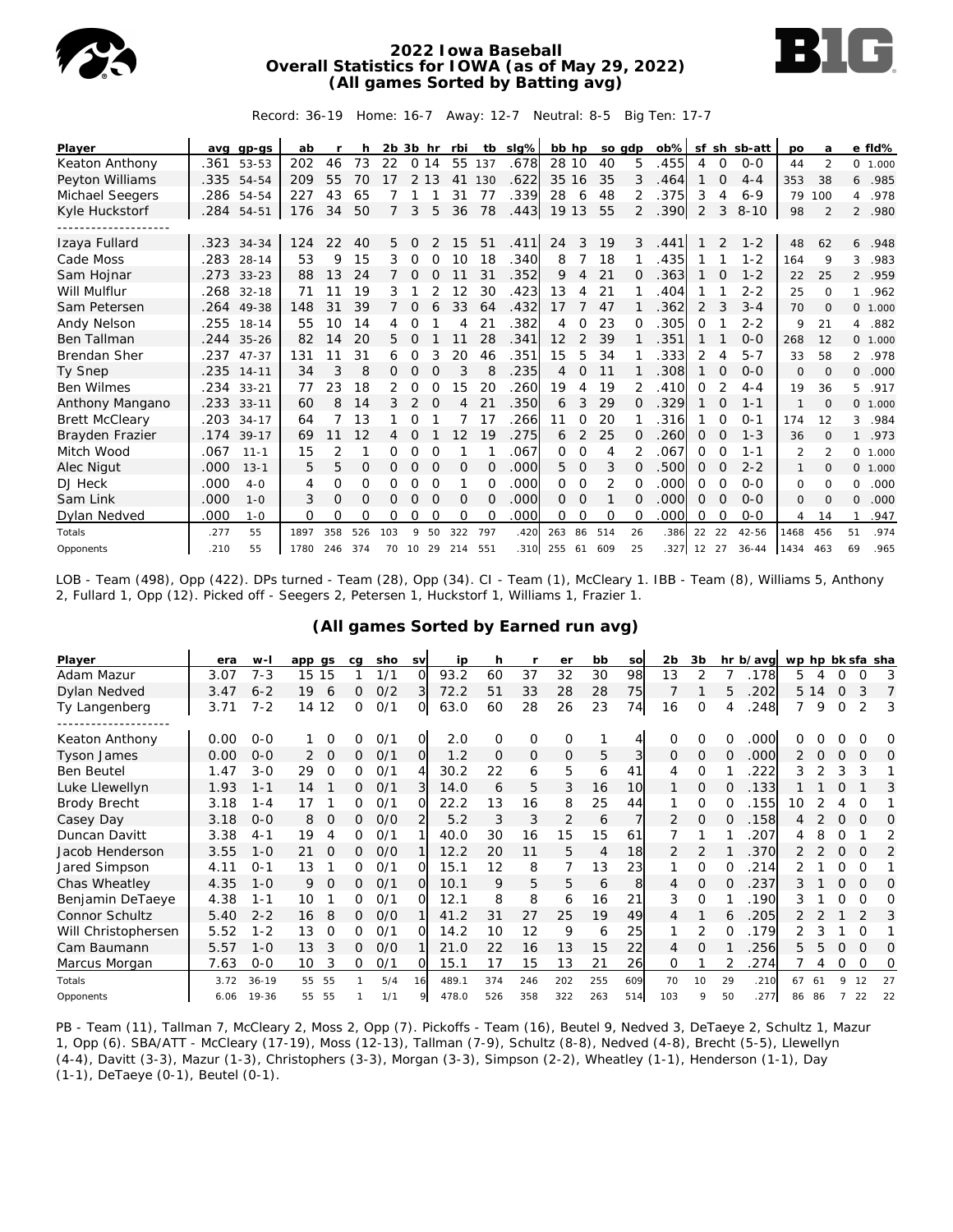# 2022 Iowa Baseball
## Overall Statistics for IOWA (as of May 29, 2022)
### (All games Sorted by Batting avg)

Record: 36-19 Home: 16-7 Away: 12-7 Neutral: 8-5 Big Ten: 17-7

| Player | avg | gp-gs | ab | r | h | 2b | 3b | hr | rbi | tb | slg% | bb | hp | so | gdp | ob% | sf | sh | sb-att | po | a | e | fld% |
|---|---|---|---|---|---|---|---|---|---|---|---|---|---|---|---|---|---|---|---|---|---|---|---|
| Keaton Anthony | .361 | 53-53 | 202 | 46 | 73 | 22 | 0 | 14 | 55 | 137 | .678 | 28 | 10 | 40 | 5 | .455 | 4 | 0 | 0-0 | 44 | 2 | 0 | 1.000 |
| Peyton Williams | .335 | 54-54 | 209 | 55 | 70 | 17 | 2 | 13 | 41 | 130 | .622 | 35 | 16 | 35 | 3 | .464 | 1 | 0 | 4-4 | 353 | 38 | 6 | .985 |
| Michael Seegers | .286 | 54-54 | 227 | 43 | 65 | 7 | 1 | 1 | 31 | 77 | .339 | 28 | 6 | 48 | 2 | .375 | 3 | 4 | 6-9 | 79 | 100 | 4 | .978 |
| Kyle Huckstorf | .284 | 54-51 | 176 | 34 | 50 | 7 | 3 | 5 | 36 | 78 | .443 | 19 | 13 | 55 | 2 | .390 | 2 | 3 | 8-10 | 98 | 2 | 2 | .980 |
| -------------------- | | | | | | | | | | | | | | | | | | | | | | | |
| Izaya Fullard | .323 | 34-34 | 124 | 22 | 40 | 5 | 0 | 2 | 15 | 51 | .411 | 24 | 3 | 19 | 3 | .441 | 1 | 2 | 1-2 | 48 | 62 | 6 | .948 |
| Cade Moss | .283 | 28-14 | 53 | 9 | 15 | 3 | 0 | 0 | 10 | 18 | .340 | 8 | 7 | 18 | 1 | .435 | 1 | 1 | 1-2 | 164 | 9 | 3 | .983 |
| Sam Hojnar | .273 | 33-23 | 88 | 13 | 24 | 7 | 0 | 0 | 11 | 31 | .352 | 9 | 4 | 21 | 0 | .363 | 1 | 0 | 1-2 | 22 | 25 | 2 | .959 |
| Will Mulflur | .268 | 32-18 | 71 | 11 | 19 | 3 | 1 | 2 | 12 | 30 | .423 | 13 | 4 | 21 | 1 | .404 | 1 | 1 | 2-2 | 25 | 0 | 1 | .962 |
| Sam Petersen | .264 | 49-38 | 148 | 31 | 39 | 7 | 0 | 6 | 33 | 64 | .432 | 17 | 7 | 47 | 1 | .362 | 2 | 3 | 3-4 | 70 | 0 | 0 | 1.000 |
| Andy Nelson | .255 | 18-14 | 55 | 10 | 14 | 4 | 0 | 1 | 4 | 21 | .382 | 4 | 0 | 23 | 0 | .305 | 0 | 1 | 2-2 | 9 | 21 | 4 | .882 |
| Ben Tallman | .244 | 35-26 | 82 | 14 | 20 | 5 | 0 | 1 | 11 | 28 | .341 | 12 | 2 | 39 | 1 | .351 | 1 | 1 | 0-0 | 268 | 12 | 0 | 1.000 |
| Brendan Sher | .237 | 47-37 | 131 | 11 | 31 | 6 | 0 | 3 | 20 | 46 | .351 | 15 | 5 | 34 | 1 | .333 | 2 | 4 | 5-7 | 33 | 58 | 2 | .978 |
| Ty Snep | .235 | 14-11 | 34 | 3 | 8 | 0 | 0 | 0 | 3 | 8 | .235 | 4 | 0 | 11 | 1 | .308 | 1 | 0 | 0-0 | 0 | 0 | 0 | .000 |
| Ben Wilmes | .234 | 33-21 | 77 | 23 | 18 | 2 | 0 | 0 | 15 | 20 | .260 | 19 | 4 | 19 | 2 | .410 | 0 | 2 | 4-4 | 19 | 36 | 5 | .917 |
| Anthony Mangano | .233 | 33-11 | 60 | 8 | 14 | 3 | 2 | 0 | 4 | 21 | .350 | 6 | 3 | 29 | 0 | .329 | 1 | 0 | 1-1 | 1 | 0 | 0 | 1.000 |
| Brett McCleary | .203 | 34-17 | 64 | 7 | 13 | 1 | 0 | 1 | 7 | 17 | .266 | 11 | 0 | 20 | 1 | .316 | 1 | 0 | 0-1 | 174 | 12 | 3 | .984 |
| Brayden Frazier | .174 | 39-17 | 69 | 11 | 12 | 4 | 0 | 1 | 12 | 19 | .275 | 6 | 2 | 25 | 0 | .260 | 0 | 0 | 1-3 | 36 | 0 | 1 | .973 |
| Mitch Wood | .067 | 11-1 | 15 | 2 | 1 | 0 | 0 | 0 | 1 | 1 | .067 | 0 | 0 | 4 | 2 | .067 | 0 | 0 | 1-1 | 2 | 2 | 0 | 1.000 |
| Alec Nigut | .000 | 13-1 | 5 | 5 | 0 | 0 | 0 | 0 | 0 | 0 | .000 | 5 | 0 | 3 | 0 | .500 | 0 | 0 | 2-2 | 1 | 0 | 0 | 1.000 |
| DJ Heck | .000 | 4-0 | 4 | 0 | 0 | 0 | 0 | 0 | 1 | 0 | .000 | 0 | 0 | 2 | 0 | .000 | 0 | 0 | 0-0 | 0 | 0 | 0 | .000 |
| Sam Link | .000 | 1-0 | 3 | 0 | 0 | 0 | 0 | 0 | 0 | 0 | .000 | 0 | 0 | 1 | 0 | .000 | 0 | 0 | 0-0 | 0 | 0 | 0 | .000 |
| Dylan Nedved | .000 | 1-0 | 0 | 0 | 0 | 0 | 0 | 0 | 0 | 0 | .000 | 0 | 0 | 0 | 0 | .000 | 0 | 0 | 0-0 | 4 | 14 | 1 | .947 |
| Totals | .277 | 55 | 1897 | 358 | 526 | 103 | 9 | 50 | 322 | 797 | .420 | 263 | 86 | 514 | 26 | .386 | 22 | 22 | 42-56 | 1468 | 456 | 51 | .974 |
| Opponents | .210 | 55 | 1780 | 246 | 374 | 70 | 10 | 29 | 214 | 551 | .310 | 255 | 61 | 609 | 25 | .327 | 12 | 27 | 36-44 | 1434 | 463 | 69 | .965 |

LOB - Team (498), Opp (422). DPs turned - Team (28), Opp (34). CI - Team (1), McCleary 1. IBB - Team (8), Williams 5, Anthony 2, Fullard 1, Opp (12). Picked off - Seegers 2, Petersen 1, Huckstorf 1, Williams 1, Frazier 1.

### (All games Sorted by Earned run avg)

| Player | era | w-l | app | gs | cg | sho | sv | ip | h | r | er | bb | so | 2b | 3b | hr | b/avg | wp | hp | bk | sfa | sha |
|---|---|---|---|---|---|---|---|---|---|---|---|---|---|---|---|---|---|---|---|---|---|---|
| Adam Mazur | 3.07 | 7-3 | 15 | 15 | 1 | 1/1 | 0 | 93.2 | 60 | 37 | 32 | 30 | 98 | 13 | 2 | 7 | .178 | 5 | 4 | 0 | 0 | 3 |
| Dylan Nedved | 3.47 | 6-2 | 19 | 6 | 0 | 0/2 | 3 | 72.2 | 51 | 33 | 28 | 28 | 75 | 7 | 1 | 5 | .202 | 5 | 14 | 0 | 3 | 7 |
| Ty Langenberg | 3.71 | 7-2 | 14 | 12 | 0 | 0/1 | 0 | 63.0 | 60 | 28 | 26 | 23 | 74 | 16 | 0 | 4 | .248 | 7 | 9 | 0 | 2 | 3 |
| -------------------- | | | | | | | | | | | | | | | | | | | | | | |
| Keaton Anthony | 0.00 | 0-0 | 1 | 0 | 0 | 0/1 | 0 | 2.0 | 0 | 0 | 0 | 1 | 4 | 0 | 0 | 0 | .000 | 0 | 0 | 0 | 0 | 0 |
| Tyson James | 0.00 | 0-0 | 2 | 0 | 0 | 0/1 | 0 | 1.2 | 0 | 0 | 0 | 5 | 3 | 0 | 0 | 0 | .000 | 2 | 0 | 0 | 0 | 0 |
| Ben Beutel | 1.47 | 3-0 | 29 | 0 | 0 | 0/1 | 4 | 30.2 | 22 | 6 | 5 | 6 | 41 | 4 | 0 | 1 | .222 | 3 | 2 | 3 | 3 | 1 |
| Luke Llewellyn | 1.93 | 1-1 | 14 | 1 | 0 | 0/1 | 3 | 14.0 | 6 | 5 | 3 | 16 | 10 | 1 | 0 | 0 | .133 | 1 | 1 | 0 | 1 | 3 |
| Brody Brecht | 3.18 | 1-4 | 17 | 1 | 0 | 0/1 | 0 | 22.2 | 13 | 16 | 8 | 25 | 44 | 1 | 0 | 0 | .155 | 10 | 2 | 4 | 0 | 1 |
| Casey Day | 3.18 | 0-0 | 8 | 0 | 0 | 0/0 | 2 | 5.2 | 3 | 3 | 2 | 6 | 7 | 2 | 0 | 0 | .158 | 4 | 2 | 0 | 0 | 0 |
| Duncan Davitt | 3.38 | 4-1 | 19 | 4 | 0 | 0/1 | 1 | 40.0 | 30 | 16 | 15 | 15 | 61 | 7 | 1 | 1 | .207 | 4 | 8 | 0 | 1 | 2 |
| Jacob Henderson | 3.55 | 1-0 | 21 | 0 | 0 | 0/0 | 1 | 12.2 | 20 | 11 | 5 | 4 | 18 | 2 | 2 | 1 | .370 | 2 | 2 | 0 | 0 | 2 |
| Jared Simpson | 4.11 | 0-1 | 13 | 1 | 0 | 0/1 | 0 | 15.1 | 12 | 8 | 7 | 13 | 23 | 1 | 0 | 0 | .214 | 2 | 1 | 0 | 0 | 1 |
| Chas Wheatley | 4.35 | 1-0 | 9 | 0 | 0 | 0/1 | 0 | 10.1 | 9 | 5 | 5 | 6 | 8 | 4 | 0 | 0 | .237 | 3 | 1 | 0 | 0 | 0 |
| Benjamin DeTaeye | 4.38 | 1-1 | 10 | 1 | 0 | 0/1 | 0 | 12.1 | 8 | 8 | 6 | 16 | 21 | 3 | 0 | 1 | .190 | 3 | 1 | 0 | 0 | 0 |
| Connor Schultz | 5.40 | 2-2 | 16 | 8 | 0 | 0/0 | 1 | 41.2 | 31 | 27 | 25 | 19 | 49 | 4 | 1 | 6 | .205 | 2 | 2 | 1 | 2 | 3 |
| Will Christophersen | 5.52 | 1-2 | 13 | 0 | 0 | 0/1 | 0 | 14.2 | 10 | 12 | 9 | 6 | 25 | 1 | 2 | 0 | .179 | 2 | 3 | 1 | 0 | 1 |
| Cam Baumann | 5.57 | 1-0 | 13 | 3 | 0 | 0/0 | 1 | 21.0 | 22 | 16 | 13 | 15 | 22 | 4 | 0 | 1 | .256 | 5 | 5 | 0 | 0 | 0 |
| Marcus Morgan | 7.63 | 0-0 | 10 | 3 | 0 | 0/1 | 0 | 15.1 | 17 | 15 | 13 | 21 | 26 | 0 | 1 | 2 | .274 | 7 | 4 | 0 | 0 | 0 |
| Totals | 3.72 | 36-19 | 55 | 55 | 1 | 5/4 | 16 | 489.1 | 374 | 246 | 202 | 255 | 609 | 70 | 10 | 29 | .210 | 67 | 61 | 9 | 12 | 27 |
| Opponents | 6.06 | 19-36 | 55 | 55 | 1 | 1/1 | 9 | 478.0 | 526 | 358 | 322 | 263 | 514 | 103 | 9 | 50 | .277 | 86 | 86 | 7 | 22 | 22 |

PB - Team (11), Tallman 7, McCleary 2, Moss 2, Opp (7). Pickoffs - Team (16), Beutel 9, Nedved 3, DeTaeye 2, Schultz 1, Mazur 1, Opp (6). SBA/ATT - McCleary (17-19), Moss (12-13), Tallman (7-9), Schultz (8-8), Nedved (4-8), Brecht (5-5), Llewellyn (4-4), Davitt (3-3), Mazur (1-3), Christophers (3-3), Morgan (3-3), Simpson (2-2), Wheatley (1-1), Henderson (1-1), Day (1-1), DeTaeye (0-1), Beutel (0-1).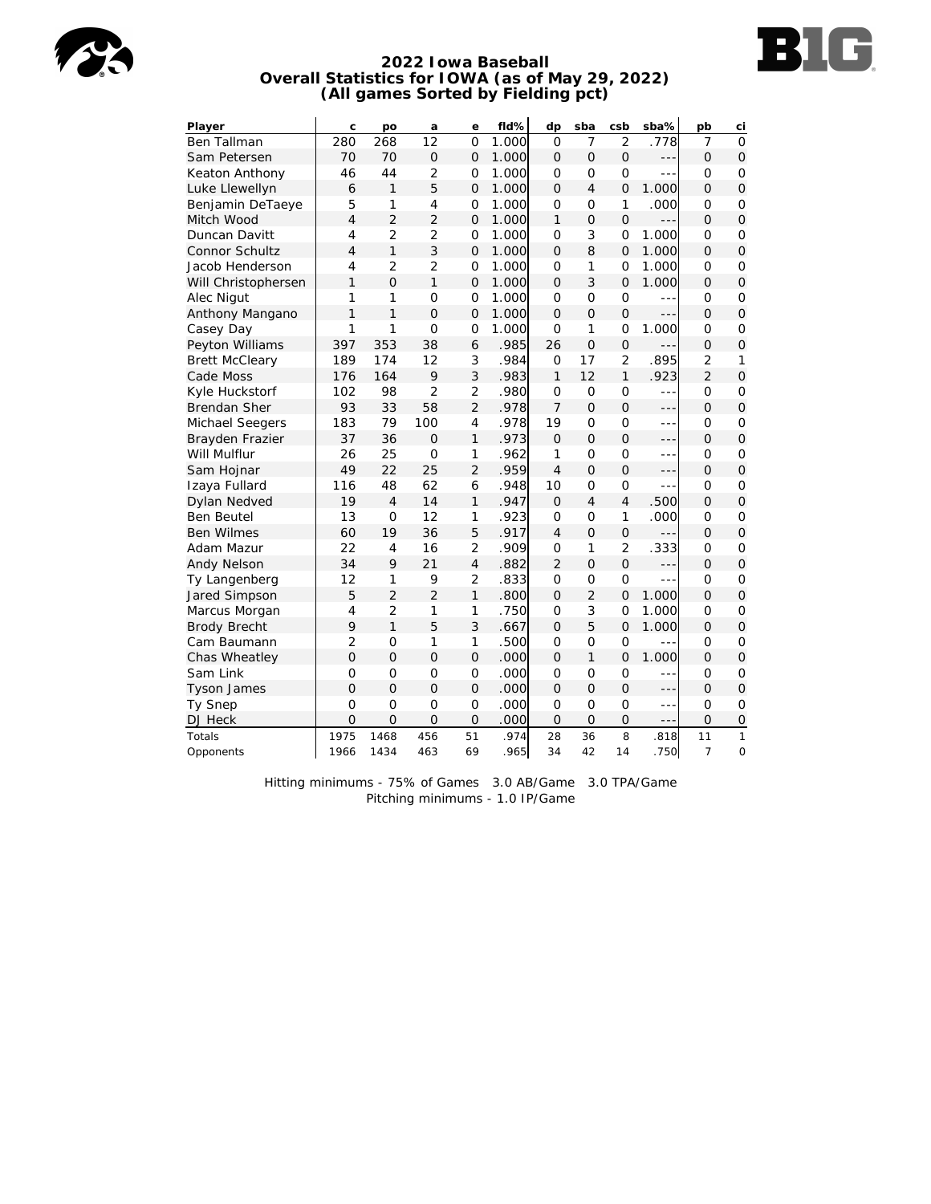# 2022 Iowa Baseball
## Overall Statistics for IOWA (as of May 29, 2022)
### (All games Sorted by Fielding pct)

| Player | c | po | a | e | fld% | dp | sba | csb | sba% | pb | ci |
|---|---|---|---|---|---|---|---|---|---|---|---|
| Ben Tallman | 280 | 268 | 12 | 0 | 1.000 | 0 | 7 | 2 | .778 | 7 | 0 |
| Sam Petersen | 70 | 70 | 0 | 0 | 1.000 | 0 | 0 | 0 | --- | 0 | 0 |
| Keaton Anthony | 46 | 44 | 2 | 0 | 1.000 | 0 | 0 | 0 | --- | 0 | 0 |
| Luke Llewellyn | 6 | 1 | 5 | 0 | 1.000 | 0 | 4 | 0 | 1.000 | 0 | 0 |
| Benjamin DeTaeye | 5 | 1 | 4 | 0 | 1.000 | 0 | 0 | 1 | .000 | 0 | 0 |
| Mitch Wood | 4 | 2 | 2 | 0 | 1.000 | 1 | 0 | 0 | --- | 0 | 0 |
| Duncan Davitt | 4 | 2 | 2 | 0 | 1.000 | 0 | 3 | 0 | 1.000 | 0 | 0 |
| Connor Schultz | 4 | 1 | 3 | 0 | 1.000 | 0 | 8 | 0 | 1.000 | 0 | 0 |
| Jacob Henderson | 4 | 2 | 2 | 0 | 1.000 | 0 | 1 | 0 | 1.000 | 0 | 0 |
| Will Christophersen | 1 | 0 | 1 | 0 | 1.000 | 0 | 3 | 0 | 1.000 | 0 | 0 |
| Alec Nigut | 1 | 1 | 0 | 0 | 1.000 | 0 | 0 | 0 | --- | 0 | 0 |
| Anthony Mangano | 1 | 1 | 0 | 0 | 1.000 | 0 | 0 | 0 | --- | 0 | 0 |
| Casey Day | 1 | 1 | 0 | 0 | 1.000 | 0 | 1 | 0 | 1.000 | 0 | 0 |
| Peyton Williams | 397 | 353 | 38 | 6 | .985 | 26 | 0 | 0 | --- | 0 | 0 |
| Brett McCleary | 189 | 174 | 12 | 3 | .984 | 0 | 17 | 2 | .895 | 2 | 1 |
| Cade Moss | 176 | 164 | 9 | 3 | .983 | 1 | 12 | 1 | .923 | 2 | 0 |
| Kyle Huckstorf | 102 | 98 | 2 | 2 | .980 | 0 | 0 | 0 | --- | 0 | 0 |
| Brendan Sher | 93 | 33 | 58 | 2 | .978 | 7 | 0 | 0 | --- | 0 | 0 |
| Michael Seegers | 183 | 79 | 100 | 4 | .978 | 19 | 0 | 0 | --- | 0 | 0 |
| Brayden Frazier | 37 | 36 | 0 | 1 | .973 | 0 | 0 | 0 | --- | 0 | 0 |
| Will Mulflur | 26 | 25 | 0 | 1 | .962 | 1 | 0 | 0 | --- | 0 | 0 |
| Sam Hojnar | 49 | 22 | 25 | 2 | .959 | 4 | 0 | 0 | --- | 0 | 0 |
| Izaya Fullard | 116 | 48 | 62 | 6 | .948 | 10 | 0 | 0 | --- | 0 | 0 |
| Dylan Nedved | 19 | 4 | 14 | 1 | .947 | 0 | 4 | 4 | .500 | 0 | 0 |
| Ben Beutel | 13 | 0 | 12 | 1 | .923 | 0 | 0 | 1 | .000 | 0 | 0 |
| Ben Wilmes | 60 | 19 | 36 | 5 | .917 | 4 | 0 | 0 | --- | 0 | 0 |
| Adam Mazur | 22 | 4 | 16 | 2 | .909 | 0 | 1 | 2 | .333 | 0 | 0 |
| Andy Nelson | 34 | 9 | 21 | 4 | .882 | 2 | 0 | 0 | --- | 0 | 0 |
| Ty Langenberg | 12 | 1 | 9 | 2 | .833 | 0 | 0 | 0 | --- | 0 | 0 |
| Jared Simpson | 5 | 2 | 2 | 1 | .800 | 0 | 2 | 0 | 1.000 | 0 | 0 |
| Marcus Morgan | 4 | 2 | 1 | 1 | .750 | 0 | 3 | 0 | 1.000 | 0 | 0 |
| Brody Brecht | 9 | 1 | 5 | 3 | .667 | 0 | 5 | 0 | 1.000 | 0 | 0 |
| Cam Baumann | 2 | 0 | 1 | 1 | .500 | 0 | 0 | 0 | --- | 0 | 0 |
| Chas Wheatley | 0 | 0 | 0 | 0 | .000 | 0 | 1 | 0 | 1.000 | 0 | 0 |
| Sam Link | 0 | 0 | 0 | 0 | .000 | 0 | 0 | 0 | --- | 0 | 0 |
| Tyson James | 0 | 0 | 0 | 0 | .000 | 0 | 0 | 0 | --- | 0 | 0 |
| Ty Snep | 0 | 0 | 0 | 0 | .000 | 0 | 0 | 0 | --- | 0 | 0 |
| DJ Heck | 0 | 0 | 0 | 0 | .000 | 0 | 0 | 0 | --- | 0 | 0 |
| Totals | 1975 | 1468 | 456 | 51 | .974 | 28 | 36 | 8 | .818 | 11 | 1 |
| Opponents | 1966 | 1434 | 463 | 69 | .965 | 34 | 42 | 14 | .750 | 7 | 0 |

Hitting minimums - 75% of Games 3.0 AB/Game 3.0 TPA/Game
Pitching minimums - 1.0 IP/Game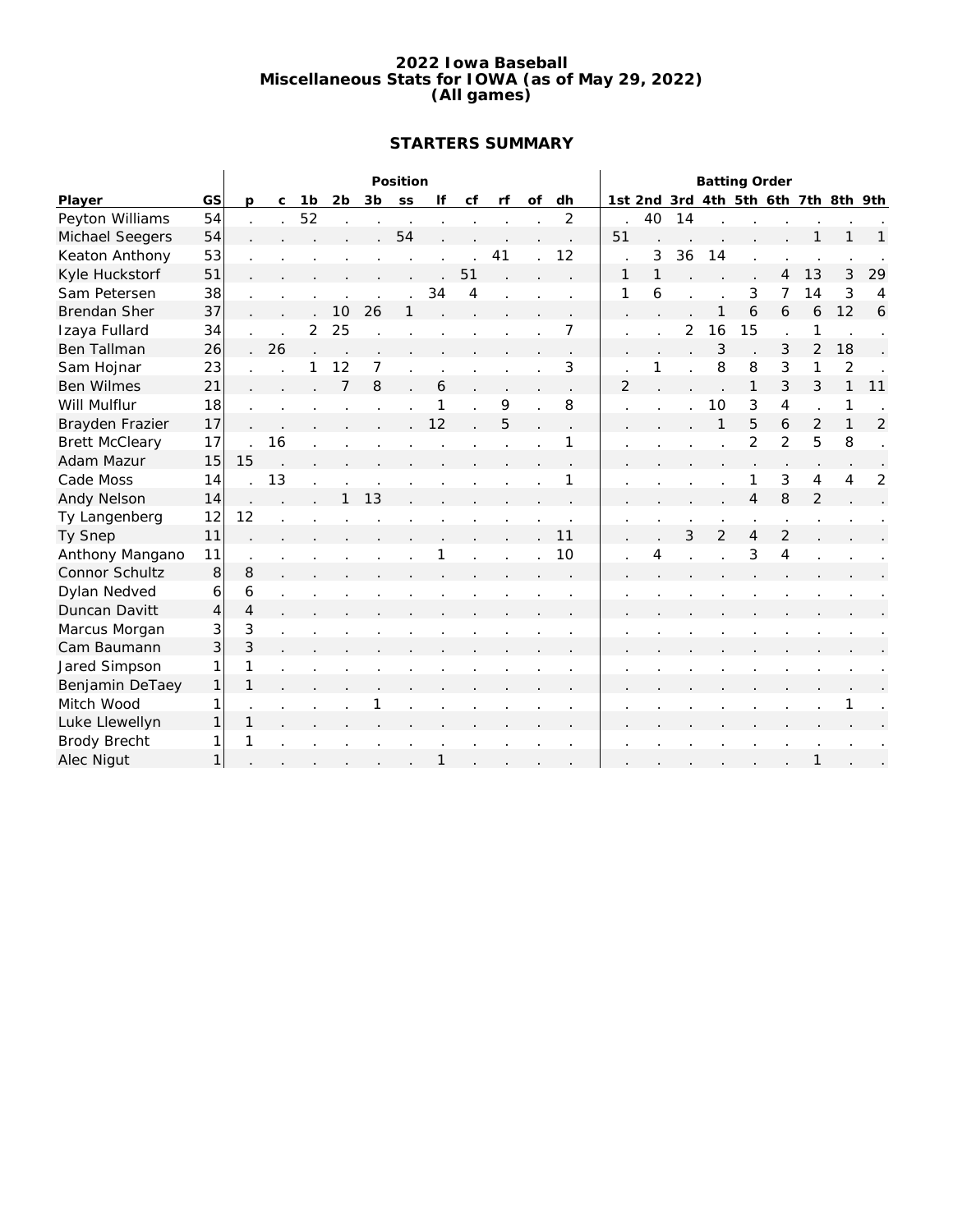# 2022 Iowa Baseball
## Miscellaneous Stats for IOWA (as of May 29, 2022)
## (All games)

### STARTERS SUMMARY

| | | Position | | | | | | | | | | | | Batting Order | | | | | | | | |
|---|---|---|---|---|---|---|---|---|---|---|---|---|---|---|---|---|---|---|---|---|---|---|
| Player | GS | p | c | 1b | 2b | 3b | ss | lf | cf | rf | of | dh | 1st | 2nd | 3rd | 4th | 5th | 6th | 7th | 8th | 9th |
| Peyton Williams | 54 | . | . | 52 | . | . | . | . | . | . | . | 2 | . | 40 | 14 | . | . | . | . | . | . |
| Michael Seegers | 54 | . | . | . | . | . | 54 | . | . | . | . | . | 51 | . | . | . | . | . | 1 | 1 | 1 |
| Keaton Anthony | 53 | . | . | . | . | . | . | . | . | 41 | . | 12 | . | 3 | 36 | 14 | . | . | . | . | . |
| Kyle Huckstorf | 51 | . | . | . | . | . | . | . | 51 | . | . | . | 1 | 1 | . | . | . | 4 | 13 | 3 | 29 |
| Sam Petersen | 38 | . | . | . | . | . | . | 34 | 4 | . | . | . | 1 | 6 | . | . | 3 | 7 | 14 | 3 | 4 |
| Brendan Sher | 37 | . | . | . | 10 | 26 | 1 | . | . | . | . | . | . | . | . | 1 | 6 | 6 | 6 | 12 | 6 |
| Izaya Fullard | 34 | . | . | 2 | 25 | . | . | . | . | . | . | 7 | . | . | 2 | 16 | 15 | . | 1 | . | . |
| Ben Tallman | 26 | . | 26 | . | . | . | . | . | . | . | . | . | . | . | . | 3 | . | 3 | 2 | 18 | . |
| Sam Hojnar | 23 | . | . | 1 | 12 | 7 | . | . | . | . | . | 3 | . | 1 | . | 8 | 8 | 3 | 1 | 2 | . |
| Ben Wilmes | 21 | . | . | . | 7 | 8 | . | 6 | . | . | . | . | 2 | . | . | . | 1 | 3 | 3 | 1 | 11 |
| Will Mulflur | 18 | . | . | . | . | . | . | 1 | . | 9 | . | 8 | . | . | . | 10 | 3 | 4 | . | 1 | . |
| Brayden Frazier | 17 | . | . | . | . | . | . | 12 | . | 5 | . | . | . | . | . | 1 | 5 | 6 | 2 | 1 | 2 |
| Brett McCleary | 17 | . | 16 | . | . | . | . | . | . | . | . | 1 | . | . | . | . | 2 | 2 | 5 | 8 | . |
| Adam Mazur | 15 | 15 | . | . | . | . | . | . | . | . | . | . | . | . | . | . | . | . | . | . | . |
| Cade Moss | 14 | . | 13 | . | . | . | . | . | . | . | . | 1 | . | . | . | . | 1 | 3 | 4 | 4 | 2 |
| Andy Nelson | 14 | . | . | . | 1 | 13 | . | . | . | . | . | . | . | . | . | . | 4 | 8 | 2 | . | . |
| Ty Langenberg | 12 | 12 | . | . | . | . | . | . | . | . | . | . | . | . | . | . | . | . | . | . | . |
| Ty Snep | 11 | . | . | . | . | . | . | . | . | . | . | 11 | . | . | 3 | 2 | 4 | 2 | . | . | . |
| Anthony Mangano | 11 | . | . | . | . | . | . | 1 | . | . | . | 10 | . | 4 | . | . | 3 | 4 | . | . | . |
| Connor Schultz | 8 | 8 | . | . | . | . | . | . | . | . | . | . | . | . | . | . | . | . | . | . | . |
| Dylan Nedved | 6 | 6 | . | . | . | . | . | . | . | . | . | . | . | . | . | . | . | . | . | . | . |
| Duncan Davitt | 4 | 4 | . | . | . | . | . | . | . | . | . | . | . | . | . | . | . | . | . | . | . |
| Marcus Morgan | 3 | 3 | . | . | . | . | . | . | . | . | . | . | . | . | . | . | . | . | . | . | . |
| Cam Baumann | 3 | 3 | . | . | . | . | . | . | . | . | . | . | . | . | . | . | . | . | . | . | . |
| Jared Simpson | 1 | 1 | . | . | . | . | . | . | . | . | . | . | . | . | . | . | . | . | . | . | . |
| Benjamin DeTaey | 1 | 1 | . | . | . | . | . | . | . | . | . | . | . | . | . | . | . | . | . | . | . |
| Mitch Wood | 1 | . | . | . | . | 1 | . | . | . | . | . | . | . | . | . | . | . | . | . | 1 | . |
| Luke Llewellyn | 1 | 1 | . | . | . | . | . | . | . | . | . | . | . | . | . | . | . | . | . | . | . |
| Brody Brecht | 1 | 1 | . | . | . | . | . | . | . | . | . | . | . | . | . | . | . | . | . | . | . |
| Alec Nigut | 1 | . | . | . | . | . | . | 1 | . | . | . | . | . | . | . | . | . | . | 1 | . | . |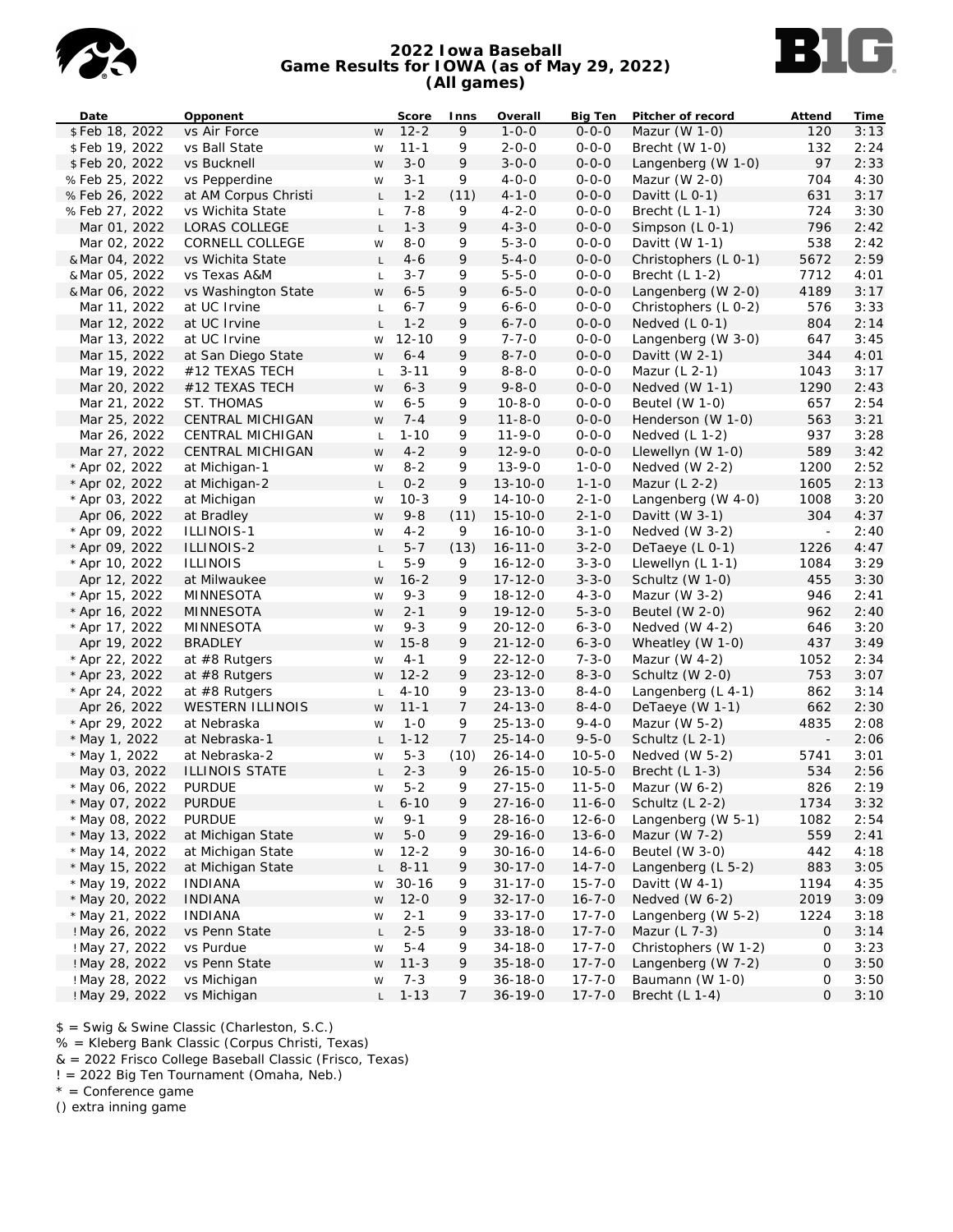# 2022 Iowa Baseball
## Game Results for IOWA (as of May 29, 2022)
### (All games)

| Date | Opponent | | Score | Inns | Overall | Big Ten | Pitcher of record | Attend | Time |
|---|---|---|---|---|---|---|---|---|---|
| $ Feb 18, 2022 | vs Air Force | W | 12-2 | 9 | 1-0-0 | 0-0-0 | Mazur (W 1-0) | 120 | 3:13 |
| $ Feb 19, 2022 | vs Ball State | W | 11-1 | 9 | 2-0-0 | 0-0-0 | Brecht (W 1-0) | 132 | 2:24 |
| $ Feb 20, 2022 | vs Bucknell | W | 3-0 | 9 | 3-0-0 | 0-0-0 | Langenberg (W 1-0) | 97 | 2:33 |
| % Feb 25, 2022 | vs Pepperdine | W | 3-1 | 9 | 4-0-0 | 0-0-0 | Mazur (W 2-0) | 704 | 4:30 |
| % Feb 26, 2022 | at AM Corpus Christi | L | 1-2 | (11) | 4-1-0 | 0-0-0 | Davitt (L 0-1) | 631 | 3:17 |
| % Feb 27, 2022 | vs Wichita State | L | 7-8 | 9 | 4-2-0 | 0-0-0 | Brecht (L 1-1) | 724 | 3:30 |
| Mar 01, 2022 | LORAS COLLEGE | L | 1-3 | 9 | 4-3-0 | 0-0-0 | Simpson (L 0-1) | 796 | 2:42 |
| Mar 02, 2022 | CORNELL COLLEGE | W | 8-0 | 9 | 5-3-0 | 0-0-0 | Davitt (W 1-1) | 538 | 2:42 |
| & Mar 04, 2022 | vs Wichita State | L | 4-6 | 9 | 5-4-0 | 0-0-0 | Christophers (L 0-1) | 5672 | 2:59 |
| & Mar 05, 2022 | vs Texas A&M | L | 3-7 | 9 | 5-5-0 | 0-0-0 | Brecht (L 1-2) | 7712 | 4:01 |
| & Mar 06, 2022 | vs Washington State | W | 6-5 | 9 | 6-5-0 | 0-0-0 | Langenberg (W 2-0) | 4189 | 3:17 |
| Mar 11, 2022 | at UC Irvine | L | 6-7 | 9 | 6-6-0 | 0-0-0 | Christophers (L 0-2) | 576 | 3:33 |
| Mar 12, 2022 | at UC Irvine | L | 1-2 | 9 | 6-7-0 | 0-0-0 | Nedved (L 0-1) | 804 | 2:14 |
| Mar 13, 2022 | at UC Irvine | W | 12-10 | 9 | 7-7-0 | 0-0-0 | Langenberg (W 3-0) | 647 | 3:45 |
| Mar 15, 2022 | at San Diego State | W | 6-4 | 9 | 8-7-0 | 0-0-0 | Davitt (W 2-1) | 344 | 4:01 |
| Mar 19, 2022 | #12 TEXAS TECH | L | 3-11 | 9 | 8-8-0 | 0-0-0 | Mazur (L 2-1) | 1043 | 3:17 |
| Mar 20, 2022 | #12 TEXAS TECH | W | 6-3 | 9 | 9-8-0 | 0-0-0 | Nedved (W 1-1) | 1290 | 2:43 |
| Mar 21, 2022 | ST. THOMAS | W | 6-5 | 9 | 10-8-0 | 0-0-0 | Beutel (W 1-0) | 657 | 2:54 |
| Mar 25, 2022 | CENTRAL MICHIGAN | W | 7-4 | 9 | 11-8-0 | 0-0-0 | Henderson (W 1-0) | 563 | 3:21 |
| Mar 26, 2022 | CENTRAL MICHIGAN | L | 1-10 | 9 | 11-9-0 | 0-0-0 | Nedved (L 1-2) | 937 | 3:28 |
| Mar 27, 2022 | CENTRAL MICHIGAN | W | 4-2 | 9 | 12-9-0 | 0-0-0 | Llewellyn (W 1-0) | 589 | 3:42 |
| * Apr 02, 2022 | at Michigan-1 | W | 8-2 | 9 | 13-9-0 | 1-0-0 | Nedved (W 2-2) | 1200 | 2:52 |
| * Apr 02, 2022 | at Michigan-2 | L | 0-2 | 9 | 13-10-0 | 1-1-0 | Mazur (L 2-2) | 1605 | 2:13 |
| * Apr 03, 2022 | at Michigan | W | 10-3 | 9 | 14-10-0 | 2-1-0 | Langenberg (W 4-0) | 1008 | 3:20 |
| Apr 06, 2022 | at Bradley | W | 9-8 | (11) | 15-10-0 | 2-1-0 | Davitt (W 3-1) | 304 | 4:37 |
| * Apr 09, 2022 | ILLINOIS-1 | W | 4-2 | 9 | 16-10-0 | 3-1-0 | Nedved (W 3-2) | - | 2:40 |
| * Apr 09, 2022 | ILLINOIS-2 | L | 5-7 | (13) | 16-11-0 | 3-2-0 | DeTaeye (L 0-1) | 1226 | 4:47 |
| * Apr 10, 2022 | ILLINOIS | L | 5-9 | 9 | 16-12-0 | 3-3-0 | Llewellyn (L 1-1) | 1084 | 3:29 |
| Apr 12, 2022 | at Milwaukee | W | 16-2 | 9 | 17-12-0 | 3-3-0 | Schultz (W 1-0) | 455 | 3:30 |
| * Apr 15, 2022 | MINNESOTA | W | 9-3 | 9 | 18-12-0 | 4-3-0 | Mazur (W 3-2) | 946 | 2:41 |
| * Apr 16, 2022 | MINNESOTA | W | 2-1 | 9 | 19-12-0 | 5-3-0 | Beutel (W 2-0) | 962 | 2:40 |
| * Apr 17, 2022 | MINNESOTA | W | 9-3 | 9 | 20-12-0 | 6-3-0 | Nedved (W 4-2) | 646 | 3:20 |
| Apr 19, 2022 | BRADLEY | W | 15-8 | 9 | 21-12-0 | 6-3-0 | Wheatley (W 1-0) | 437 | 3:49 |
| * Apr 22, 2022 | at #8 Rutgers | W | 4-1 | 9 | 22-12-0 | 7-3-0 | Mazur (W 4-2) | 1052 | 2:34 |
| * Apr 23, 2022 | at #8 Rutgers | W | 12-2 | 9 | 23-12-0 | 8-3-0 | Schultz (W 2-0) | 753 | 3:07 |
| * Apr 24, 2022 | at #8 Rutgers | L | 4-10 | 9 | 23-13-0 | 8-4-0 | Langenberg (L 4-1) | 862 | 3:14 |
| Apr 26, 2022 | WESTERN ILLINOIS | W | 11-1 | 7 | 24-13-0 | 8-4-0 | DeTaeye (W 1-1) | 662 | 2:30 |
| * Apr 29, 2022 | at Nebraska | W | 1-0 | 9 | 25-13-0 | 9-4-0 | Mazur (W 5-2) | 4835 | 2:08 |
| * May 1, 2022 | at Nebraska-1 | L | 1-12 | 7 | 25-14-0 | 9-5-0 | Schultz (L 2-1) | - | 2:06 |
| * May 1, 2022 | at Nebraska-2 | W | 5-3 | (10) | 26-14-0 | 10-5-0 | Nedved (W 5-2) | 5741 | 3:01 |
| May 03, 2022 | ILLINOIS STATE | L | 2-3 | 9 | 26-15-0 | 10-5-0 | Brecht (L 1-3) | 534 | 2:56 |
| * May 06, 2022 | PURDUE | W | 5-2 | 9 | 27-15-0 | 11-5-0 | Mazur (W 6-2) | 826 | 2:19 |
| * May 07, 2022 | PURDUE | L | 6-10 | 9 | 27-16-0 | 11-6-0 | Schultz (L 2-2) | 1734 | 3:32 |
| * May 08, 2022 | PURDUE | W | 9-1 | 9 | 28-16-0 | 12-6-0 | Langenberg (W 5-1) | 1082 | 2:54 |
| * May 13, 2022 | at Michigan State | W | 5-0 | 9 | 29-16-0 | 13-6-0 | Mazur (W 7-2) | 559 | 2:41 |
| * May 14, 2022 | at Michigan State | W | 12-2 | 9 | 30-16-0 | 14-6-0 | Beutel (W 3-0) | 442 | 4:18 |
| * May 15, 2022 | at Michigan State | L | 8-11 | 9 | 30-17-0 | 14-7-0 | Langenberg (L 5-2) | 883 | 3:05 |
| * May 19, 2022 | INDIANA | W | 30-16 | 9 | 31-17-0 | 15-7-0 | Davitt (W 4-1) | 1194 | 4:35 |
| * May 20, 2022 | INDIANA | W | 12-0 | 9 | 32-17-0 | 16-7-0 | Nedved (W 6-2) | 2019 | 3:09 |
| * May 21, 2022 | INDIANA | W | 2-1 | 9 | 33-17-0 | 17-7-0 | Langenberg (W 5-2) | 1224 | 3:18 |
| ! May 26, 2022 | vs Penn State | L | 2-5 | 9 | 33-18-0 | 17-7-0 | Mazur (L 7-3) | 0 | 3:14 |
| ! May 27, 2022 | vs Purdue | W | 5-4 | 9 | 34-18-0 | 17-7-0 | Christophers (W 1-2) | 0 | 3:23 |
| ! May 28, 2022 | vs Penn State | W | 11-3 | 9 | 35-18-0 | 17-7-0 | Langenberg (W 7-2) | 0 | 3:50 |
| ! May 28, 2022 | vs Michigan | W | 7-3 | 9 | 36-18-0 | 17-7-0 | Baumann (W 1-0) | 0 | 3:50 |
| ! May 29, 2022 | vs Michigan | L | 1-13 | 7 | 36-19-0 | 17-7-0 | Brecht (L 1-4) | 0 | 3:10 |

$ = Swig & Swine Classic (Charleston, S.C.)
% = Kleberg Bank Classic (Corpus Christi, Texas)
& = 2022 Frisco College Baseball Classic (Frisco, Texas)
! = 2022 Big Ten Tournament (Omaha, Neb.)
* = Conference game
() extra inning game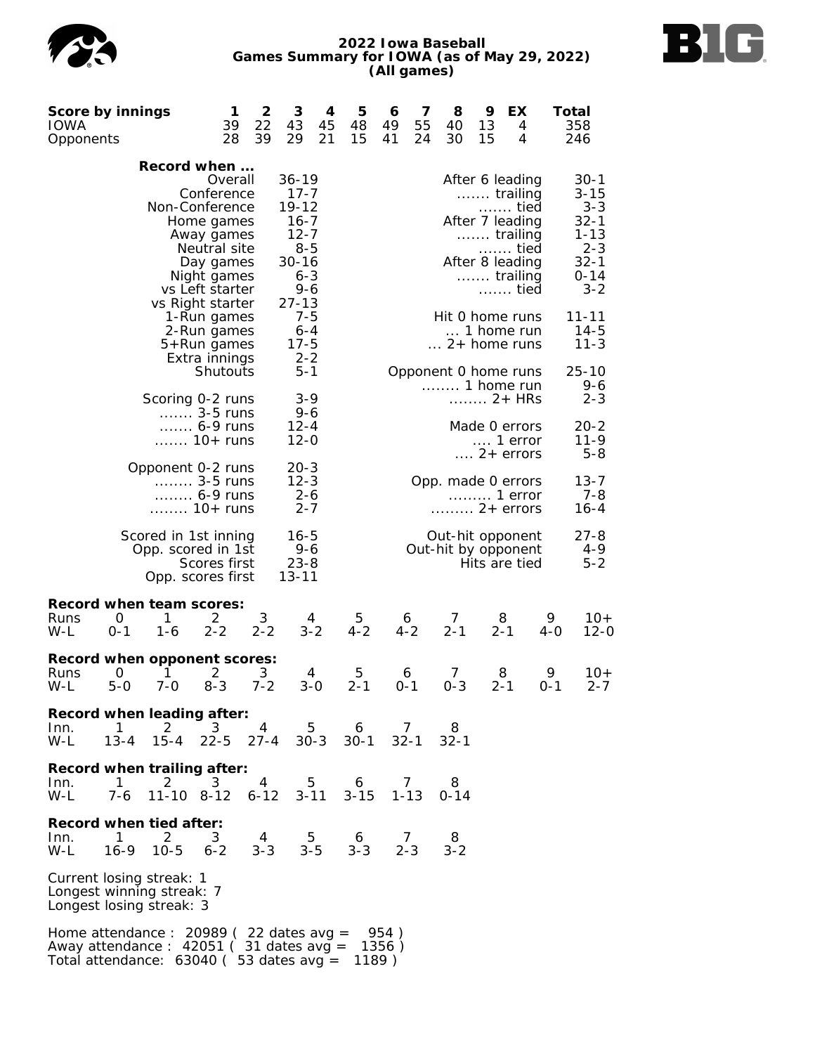# 2022 Iowa Baseball
## Games Summary for IOWA (as of May 29, 2022)
### (All games)

| Score by innings | 1 | 2 | 3 | 4 | 5 | 6 | 7 | 8 | 9 | EX | Total |
|---|---|---|---|---|---|---|---|---|---|---|---|
| IOWA | 39 | 22 | 43 | 45 | 48 | 49 | 55 | 40 | 13 | 4 | 358 |
| Opponents | 28 | 39 | 29 | 21 | 15 | 41 | 24 | 30 | 15 | 4 | 246 |

**Record when ...**

| | |
|---|---|
| Overall | 36-19 |
| Conference | 17-7 |
| Non-Conference | 19-12 |
| Home games | 16-7 |
| Away games | 12-7 |
| Neutral site | 8-5 |
| Day games | 30-16 |
| Night games | 6-3 |
| vs Left starter | 9-6 |
| vs Right starter | 27-13 |
| 1-Run games | 7-5 |
| 2-Run games | 6-4 |
| 5+Run games | 17-5 |
| Extra innings | 2-2 |
| Shutouts | 5-1 |
| Scoring 0-2 runs | 3-9 |
| ....... 3-5 runs | 9-6 |
| ....... 6-9 runs | 12-4 |
| ....... 10+ runs | 12-0 |
| Opponent 0-2 runs | 20-3 |
| ........ 3-5 runs | 12-3 |
| ........ 6-9 runs | 2-6 |
| ........ 10+ runs | 2-7 |
| Scored in 1st inning | 16-5 |
| Opp. scored in 1st | 9-6 |
| Scores first | 23-8 |
| Opp. scores first | 13-11 |

| | |
|---|---|
| After 6 leading | 30-1 |
| ....... trailing | 3-15 |
| ....... tied | 3-3 |
| After 7 leading | 32-1 |
| ....... trailing | 1-13 |
| ....... tied | 2-3 |
| After 8 leading | 32-1 |
| ....... trailing | 0-14 |
| ....... tied | 3-2 |
| Hit 0 home runs | 11-11 |
| ... 1 home run | 14-5 |
| ... 2+ home runs | 11-3 |
| Opponent 0 home runs | 25-10 |
| ........ 1 home run | 9-6 |
| ........ 2+ HRs | 2-3 |
| Made 0 errors | 20-2 |
| .... 1 error | 11-9 |
| .... 2+ errors | 5-8 |
| Opp. made 0 errors | 13-7 |
| ......... 1 error | 7-8 |
| ......... 2+ errors | 16-4 |
| Out-hit opponent | 27-8 |
| Out-hit by opponent | 4-9 |
| Hits are tied | 5-2 |

**Record when team scores:**

| Runs | 0 | 1 | 2 | 3 | 4 | 5 | 6 | 7 | 8 | 9 | 10+ |
|---|---|---|---|---|---|---|---|---|---|---|---|
| W-L | 0-1 | 1-6 | 2-2 | 2-2 | 3-2 | 4-2 | 4-2 | 2-1 | 2-1 | 4-0 | 12-0 |

**Record when opponent scores:**

| Runs | 0 | 1 | 2 | 3 | 4 | 5 | 6 | 7 | 8 | 9 | 10+ |
|---|---|---|---|---|---|---|---|---|---|---|---|
| W-L | 5-0 | 7-0 | 8-3 | 7-2 | 3-0 | 2-1 | 0-1 | 0-3 | 2-1 | 0-1 | 2-7 |

**Record when leading after:**

| Inn. | 1 | 2 | 3 | 4 | 5 | 6 | 7 | 8 |
|---|---|---|---|---|---|---|---|---|
| W-L | 13-4 | 15-4 | 22-5 | 27-4 | 30-3 | 30-1 | 32-1 | 32-1 |

**Record when trailing after:**

| Inn. | 1 | 2 | 3 | 4 | 5 | 6 | 7 | 8 |
|---|---|---|---|---|---|---|---|---|
| W-L | 7-6 | 11-10 | 8-12 | 6-12 | 3-11 | 3-15 | 1-13 | 0-14 |

**Record when tied after:**

| Inn. | 1 | 2 | 3 | 4 | 5 | 6 | 7 | 8 |
|---|---|---|---|---|---|---|---|---|
| W-L | 16-9 | 10-5 | 6-2 | 3-3 | 3-5 | 3-3 | 2-3 | 3-2 |

Current losing streak: 1
Longest winning streak: 7
Longest losing streak: 3

Home attendance : 20989 ( 22 dates avg = 954 )
Away attendance : 42051 ( 31 dates avg = 1356 )
Total attendance: 63040 ( 53 dates avg = 1189 )